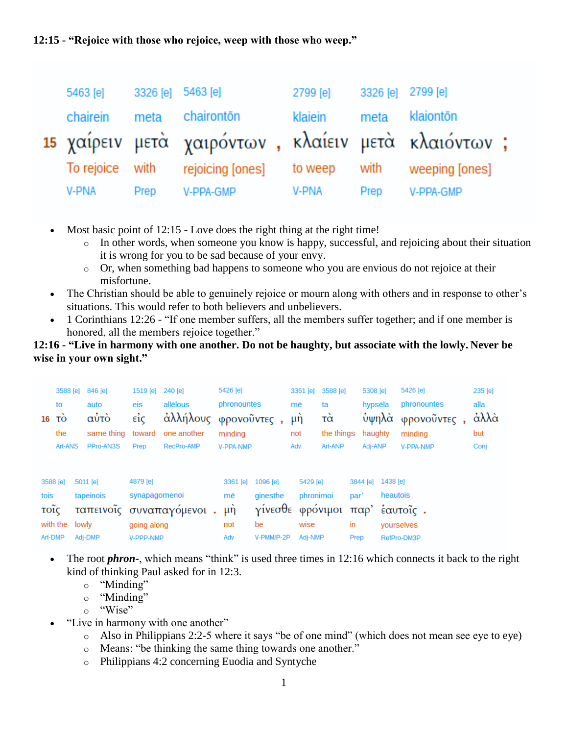**12:15 - "Rejoice with those who rejoice, weep with those who weep."**

| | 5463 [e] | 3326 [e] | 5463 [e] | | 2799 [e] | 3326 [e] | 2799 [e] | |
|---|---|---|---|---|---|---|---|---|
| | chairein | meta | chairontōn | | klaiein | meta | klaiontōn | |
| 15 | χαίρειν | μετὰ | χαιρόντων | , | κλαίειν | μετὰ | κλαιόντων | ; |
| | To rejoice | with | rejoicing [ones] | | to weep | with | weeping [ones] | |
| | V-PNA | Prep | V-PPA-GMP | | V-PNA | Prep | V-PPA-GMP | |

- Most basic point of 12:15 - Love does the right thing at the right time!
  - In other words, when someone you know is happy, successful, and rejoicing about their situation it is wrong for you to be sad because of your envy.
  - Or, when something bad happens to someone who you are envious do not rejoice at their misfortune.
- The Christian should be able to genuinely rejoice or mourn along with others and in response to other's situations. This would refer to both believers and unbelievers.
- 1 Corinthians 12:26 - "If one member suffers, all the members suffer together; and if one member is honored, all the members rejoice together."

**12:16 - "Live in harmony with one another. Do not be haughty, but associate with the lowly. Never be wise in your own sight."**

| | 3588 [e] | 846 [e] | 1519 [e] | 240 [e] | 5426 [e] | | 3361 [e] | 3588 [e] | 5308 [e] | 5426 [e] | | 235 [e] |
|---|---|---|---|---|---|---|---|---|---|---|---|---|
| | to | auto | eis | allēlous | phronountes | | mē | ta | hypsēla | phronountes | | alla |
| 16 | τὸ | αὐτὸ | εἰς | ἀλλήλους | φρονοῦντες | , | μὴ | τὰ | ὑψηλὰ | φρονοῦντες | , | ἀλλὰ |
| | the | same thing | toward | one another | minding | | not | the things | haughty | minding | | but |
| | Art-ANS | PPro-AN3S | Prep | RecPro-AMP | V-PPA-NMP | | Adv | Art-ANP | Adj-ANP | V-PPA-NMP | | Conj |

| 3588 [e] | 5011 [e] | 4879 [e] | | 3361 [e] | 1096 [e] | 5429 [e] | 3844 [e] | 1438 [e] | |
|---|---|---|---|---|---|---|---|---|---|
| tois | tapeinois | synapagomenoi | | mē | ginesthe | phronimoi | par' | heautois | |
| τοῖς | ταπεινοῖς | συναπαγόμενοι | . | μὴ | γίνεσθε | φρόνιμοι | παρ' | ἑαυτοῖς | . |
| with the | lowly | going along | | not | be | wise | in | yourselves | |
| Art-DMP | Adj-DMP | V-PPP-NMP | | Adv | V-PMM/P-2P | Adj-NMP | Prep | RefPro-DM3P | |

- The root ***phron-***, which means "think" is used three times in 12:16 which connects it back to the right kind of thinking Paul asked for in 12:3.
  - "Minding"
  - "Minding"
  - "Wise"
- "Live in harmony with one another"
  - Also in Philippians 2:2-5 where it says "be of one mind" (which does not mean see eye to eye)
  - Means: "be thinking the same thing towards one another."
  - Philippians 4:2 concerning Euodia and Syntyche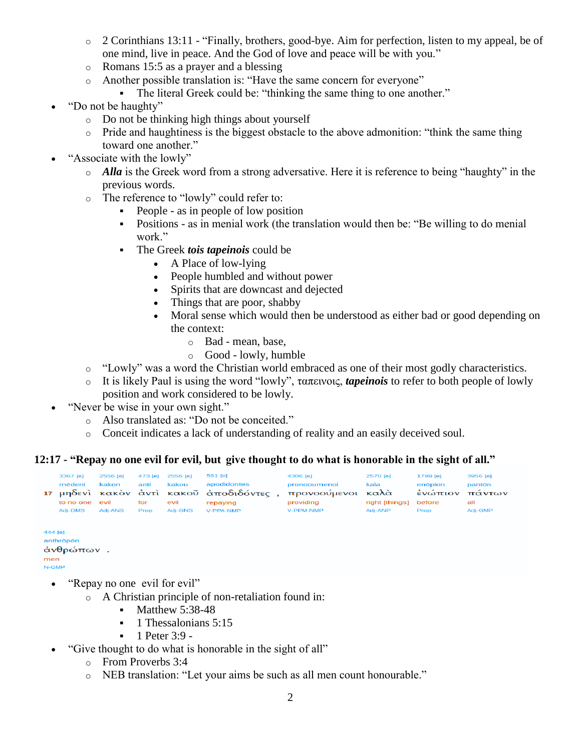- 2 Corinthians 13:11 - "Finally, brothers, good-bye. Aim for perfection, listen to my appeal, be of one mind, live in peace. And the God of love and peace will be with you."
  - Romans 15:5 as a prayer and a blessing
  - Another possible translation is: "Have the same concern for everyone"
    - The literal Greek could be: "thinking the same thing to one another."
- "Do not be haughty"
  - Do not be thinking high things about yourself
  - Pride and haughtiness is the biggest obstacle to the above admonition: "think the same thing toward one another."
- "Associate with the lowly"
  - ***Alla*** is the Greek word from a strong adversative. Here it is reference to being "haughty" in the previous words.
  - The reference to "lowly" could refer to:
    - People - as in people of low position
    - Positions - as in menial work (the translation would then be: "Be willing to do menial work."
    - The Greek ***tois tapeinois*** could be
      - A Place of low-lying
      - People humbled and without power
      - Spirits that are downcast and dejected
      - Things that are poor, shabby
      - Moral sense which would then be understood as either bad or good depending on the context:
        - Bad - mean, base,
        - Good - lowly, humble
  - "Lowly" was a word the Christian world embraced as one of their most godly characteristics.
  - It is likely Paul is using the word "lowly", ταπεινοις, ***tapeinois*** to refer to both people of lowly position and work considered to be lowly.
- "Never be wise in your own sight."
  - Also translated as: "Do not be conceited."
  - Conceit indicates a lack of understanding of reality and an easily deceived soul.

### 12:17 - "Repay no one evil for evil, but give thought to do what is honorable in the sight of all."

| | | | | | | | | | |
|---|---|---|---|---|---|---|---|---|---|
| | 3367 [e] | 2556 [e] | 473 [e] | 2556 [e] | 591 [e] | 4306 [e] | 2570 [e] | 1799 [e] | 3956 [e] |
| | mēdeni | kakon | anti | kakou | apodidontes | pronooumenoi | kala | enōpion | pantōn |
| 17 | μηδενὶ | κακὸν | ἀντὶ | κακοῦ | ἀποδιδόντες , | προνοούμενοι | καλὰ | ἐνώπιον | πάντων |
| | to no one | evil | for | evil | repaying | providing | right [things] | before | all |
| | Adj-DMS | Adj-ANS | Prep | Adj-GNS | V-PPA-NMP | V-PPM-NMP | Adj-ANP | Prep | Adj-GMP |

| |
|---|
| 444 [e] |
| anthrōpōn |
| ἀνθρώπων . |
| men |
| N-GMP |

- "Repay no one evil for evil"
  - A Christian principle of non-retaliation found in:
    - Matthew 5:38-48
    - 1 Thessalonians 5:15
    - 1 Peter 3:9 -
- "Give thought to do what is honorable in the sight of all"
  - From Proverbs 3:4
  - NEB translation: "Let your aims be such as all men count honourable."